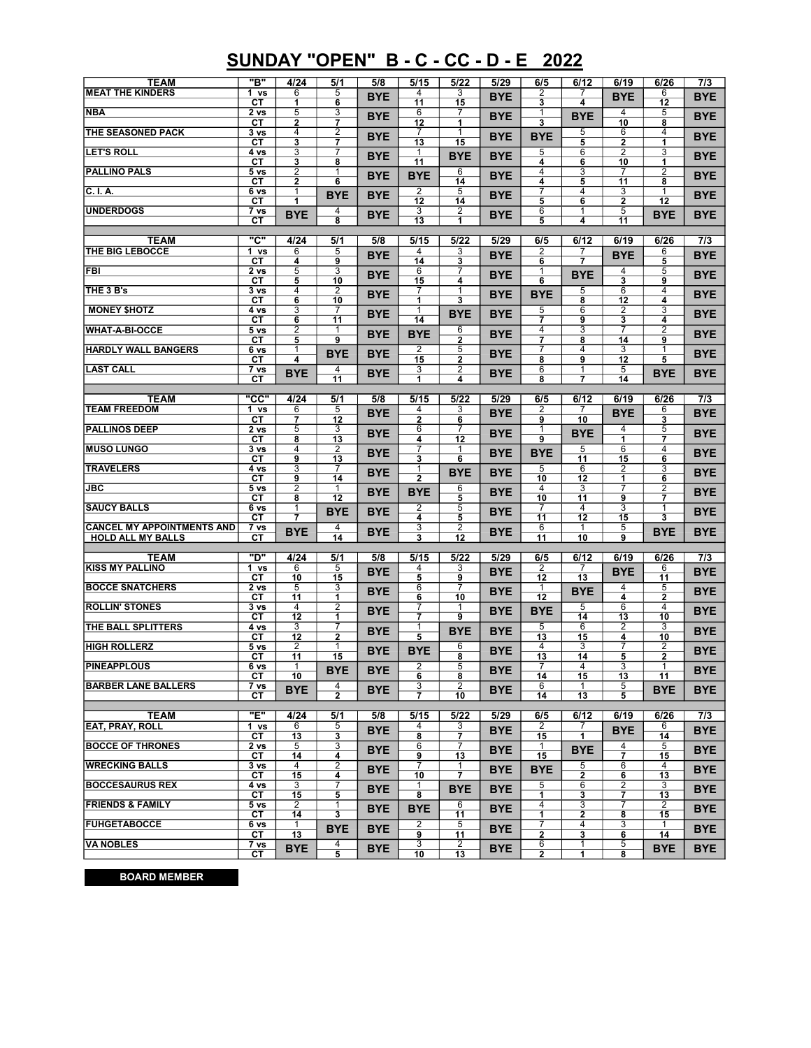# SUNDAY "OPEN" B - C - CC - D - E 2022

| TEAM | "B" | 4/24 | 5/1 | 5/8 | 5/15 | 5/22 | 5/29 | 6/5 | 6/12 | 6/19 | 6/26 | 7/3 |
|---|---|---|---|---|---|---|---|---|---|---|---|---|
| MEAT THE KINDERS | 1 vs | 6 | 5 | BYE | 4 | 3 | BYE | 2 | 7 | BYE | 6 | BYE |
| | CT | 1 | 6 | | 11 | 15 | | 3 | 4 | | 12 | |
| NBA | 2 vs | 5 | 3 | BYE | 6 | 7 | BYE | 1 | BYE | 4 | 5 | BYE |
| | CT | 2 | 7 | | 12 | 1 | | 3 | | 10 | 8 | |
| THE SEASONED PACK | 3 vs | 4 | 2 | BYE | 7 | 1 | BYE | BYE | 5 | 6 | 4 | BYE |
| | CT | 3 | 7 | | 13 | 15 | | | 5 | 2 | 1 | |
| LET'S ROLL | 4 vs | 3 | 7 | BYE | 1 | BYE | BYE | 5 | 6 | 2 | 3 | BYE |
| | CT | 3 | 8 | | 11 | | | 4 | 6 | 10 | 1 | |
| PALLINO PALS | 5 vs | 2 | 1 | BYE | BYE | 6 | BYE | 4 | 3 | 7 | 2 | BYE |
| | CT | 2 | 6 | | | 14 | | 4 | 5 | 11 | 8 | |
| C. I. A. | 6 vs | 1 | BYE | BYE | 2 | 5 | BYE | 7 | 4 | 3 | 1 | BYE |
| | CT | 1 | | | 12 | 14 | | 5 | 6 | 2 | 12 | |
| UNDERDOGS | 7 vs | BYE | 4 | BYE | 3 | 2 | BYE | 6 | 1 | 5 | BYE | BYE |
| | CT | | 8 | | 13 | 1 | | 5 | 4 | 11 | | |

| TEAM | "C" | 4/24 | 5/1 | 5/8 | 5/15 | 5/22 | 5/29 | 6/5 | 6/12 | 6/19 | 6/26 | 7/3 |
|---|---|---|---|---|---|---|---|---|---|---|---|---|
| THE BIG LEBOCCE | 1 vs | 6 | 5 | BYE | 4 | 3 | BYE | 2 | 7 | BYE | 6 | BYE |
| | CT | 4 | 9 | | 14 | 3 | | 6 | 7 | | 5 | |
| FBI | 2 vs | 5 | 3 | BYE | 6 | 7 | BYE | 1 | BYE | 4 | 5 | BYE |
| | CT | 5 | 10 | | 15 | 4 | | 6 | | 3 | 9 | |
| THE 3 B's | 3 vs | 4 | 2 | BYE | 7 | 1 | BYE | BYE | 5 | 6 | 4 | BYE |
| | CT | 6 | 10 | | 1 | 3 | | | 8 | 12 | 4 | |
| MONEY $HOTZ | 4 vs | 3 | 7 | BYE | 1 | BYE | BYE | 5 | 6 | 2 | 3 | BYE |
| | CT | 6 | 11 | | 14 | | | 7 | 9 | 3 | 4 | |
| WHAT-A-BI-OCCE | 5 vs | 2 | 1 | BYE | BYE | 6 | BYE | 4 | 3 | 7 | 2 | BYE |
| | CT | 5 | 9 | | | 2 | | 7 | 8 | 14 | 9 | |
| HARDLY WALL BANGERS | 6 vs | 1 | BYE | BYE | 2 | 5 | BYE | 7 | 4 | 3 | 1 | BYE |
| | CT | 4 | | | 15 | 2 | | 8 | 9 | 12 | 5 | |
| LAST CALL | 7 vs | BYE | 4 | BYE | 3 | 2 | BYE | 6 | 1 | 5 | BYE | BYE |
| | CT | | 11 | | 1 | 4 | | 8 | 7 | 14 | | |

| TEAM | "CC" | 4/24 | 5/1 | 5/8 | 5/15 | 5/22 | 5/29 | 6/5 | 6/12 | 6/19 | 6/26 | 7/3 |
|---|---|---|---|---|---|---|---|---|---|---|---|---|
| TEAM FREEDOM | 1 vs | 6 | 5 | BYE | 4 | 3 | BYE | 2 | 7 | BYE | 6 | BYE |
| | CT | 7 | 12 | | 2 | 6 | | 9 | 10 | | 3 | |
| PALLINOS DEEP | 2 vs | 5 | 3 | BYE | 6 | 7 | BYE | 1 | BYE | 4 | 5 | BYE |
| | CT | 8 | 13 | | 4 | 12 | | 9 | | 1 | 7 | |
| MUSO LUNGO | 3 vs | 4 | 2 | BYE | 7 | 1 | BYE | BYE | 5 | 6 | 4 | BYE |
| | CT | 9 | 13 | | 3 | 6 | | | 11 | 15 | 6 | |
| TRAVELERS | 4 vs | 3 | 7 | BYE | 1 | BYE | BYE | 5 | 6 | 2 | 3 | BYE |
| | CT | 9 | 14 | | 2 | | | 10 | 12 | 1 | 6 | |
| JBC | 5 vs | 2 | 1 | BYE | BYE | 6 | BYE | 4 | 3 | 7 | 2 | BYE |
| | CT | 8 | 12 | | | 5 | | 10 | 11 | 9 | 7 | |
| SAUCY BALLS | 6 vs | 1 | BYE | BYE | 2 | 5 | BYE | 7 | 4 | 3 | 1 | BYE |
| | CT | 7 | | | 4 | 5 | | 11 | 12 | 15 | 3 | |
| CANCEL MY APPOINTMENTS AND | 7 vs | BYE | 4 | BYE | 3 | 2 | BYE | 6 | 1 | 5 | BYE | BYE |
| HOLD ALL MY BALLS | CT | | 14 | | 3 | 12 | | 11 | 10 | 9 | | |

| TEAM | "D" | 4/24 | 5/1 | 5/8 | 5/15 | 5/22 | 5/29 | 6/5 | 6/12 | 6/19 | 6/26 | 7/3 |
|---|---|---|---|---|---|---|---|---|---|---|---|---|
| KISS MY PALLINO | 1 vs | 6 | 5 | BYE | 4 | 3 | BYE | 2 | 7 | BYE | 6 | BYE |
| | CT | 10 | 15 | | 5 | 9 | | 12 | 13 | | 11 | |
| BOCCE SNATCHERS | 2 vs | 5 | 3 | BYE | 6 | 7 | BYE | 1 | BYE | 4 | 5 | BYE |
| | CT | 11 | 1 | | 6 | 10 | | 12 | | 4 | 2 | |
| ROLLIN' STONES | 3 vs | 4 | 2 | BYE | 7 | 1 | BYE | BYE | 5 | 6 | 4 | BYE |
| | CT | 12 | 1 | | 7 | 9 | | | 14 | 13 | 10 | |
| THE BALL SPLITTERS | 4 vs | 3 | 7 | BYE | 1 | BYE | BYE | 5 | 6 | 2 | 3 | BYE |
| | CT | 12 | 2 | | 5 | | | 13 | 15 | 4 | 10 | |
| HIGH ROLLERZ | 5 vs | 2 | 1 | BYE | BYE | 6 | BYE | 4 | 3 | 7 | 2 | BYE |
| | CT | 11 | 15 | | | 8 | | 13 | 14 | 5 | 2 | |
| PINEAPPLOUS | 6 vs | 1 | BYE | BYE | 2 | 5 | BYE | 7 | 4 | 3 | 1 | BYE |
| | CT | 10 | | | 6 | 8 | | 14 | 15 | 13 | 11 | |
| BARBER LANE BALLERS | 7 vs | BYE | 4 | BYE | 3 | 2 | BYE | 6 | 1 | 5 | BYE | BYE |
| | CT | | 2 | | 7 | 10 | | 14 | 13 | 5 | | |

| TEAM | "E" | 4/24 | 5/1 | 5/8 | 5/15 | 5/22 | 5/29 | 6/5 | 6/12 | 6/19 | 6/26 | 7/3 |
|---|---|---|---|---|---|---|---|---|---|---|---|---|
| EAT, PRAY, ROLL | 1 vs | 6 | 5 | BYE | 4 | 3 | BYE | 2 | 7 | BYE | 6 | BYE |
| | CT | 13 | 3 | | 8 | 7 | | 15 | 1 | | 14 | |
| BOCCE OF THRONES | 2 vs | 5 | 3 | BYE | 6 | 7 | BYE | 1 | BYE | 4 | 5 | BYE |
| | CT | 14 | 4 | | 9 | 13 | | 15 | | 7 | 15 | |
| WRECKING BALLS | 3 vs | 4 | 2 | BYE | 7 | 1 | BYE | BYE | 5 | 6 | 4 | BYE |
| | CT | 15 | 4 | | 10 | 7 | | | 2 | 6 | 13 | |
| BOCCESAURUS REX | 4 vs | 3 | 7 | BYE | 1 | BYE | BYE | 5 | 6 | 2 | 3 | BYE |
| | CT | 15 | 5 | | 8 | | | 1 | 3 | 7 | 13 | |
| FRIENDS & FAMILY | 5 vs | 2 | 1 | BYE | BYE | 6 | BYE | 4 | 3 | 7 | 2 | BYE |
| | CT | 14 | 3 | | | 11 | | 1 | 2 | 8 | 15 | |
| FUHGETABOCCE | 6 vs | 1 | BYE | BYE | 2 | 5 | BYE | 7 | 4 | 3 | 1 | BYE |
| | CT | 13 | | | 9 | 11 | | 2 | 3 | 6 | 14 | |
| VA NOBLES | 7 vs | BYE | 4 | BYE | 3 | 2 | BYE | 6 | 1 | 5 | BYE | BYE |
| | CT | | 5 | | 10 | 13 | | 2 | 1 | 8 | | |

**BOARD MEMBER**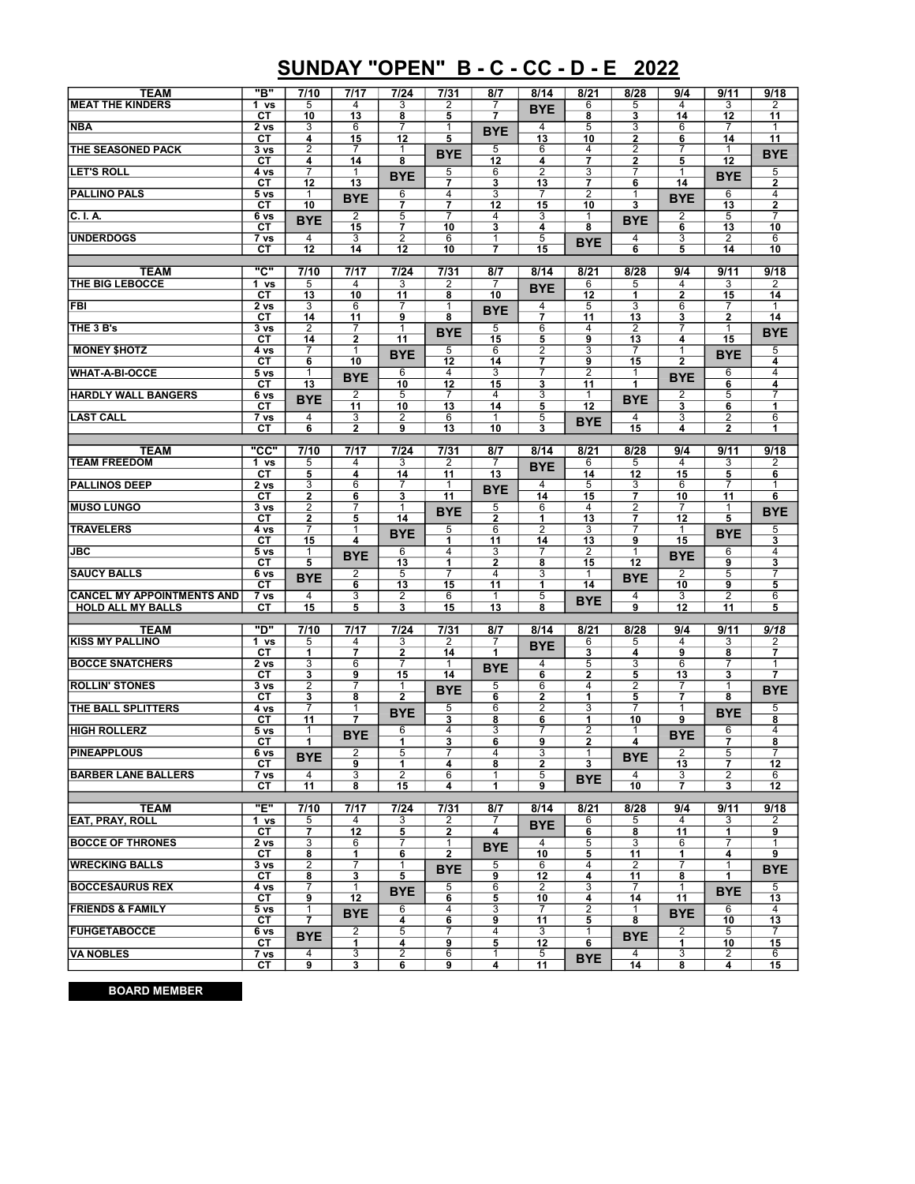# SUNDAY "OPEN" B - C - CC - D - E 2022

| TEAM | "B" | 7/10 | 7/17 | 7/24 | 7/31 | 8/7 | 8/14 | 8/21 | 8/28 | 9/4 | 9/11 | 9/18 |
|---|---|---|---|---|---|---|---|---|---|---|---|---|
| MEAT THE KINDERS | 1 vs | 5 | 4 | 3 | 2 | 7 | BYE | 6 | 5 | 4 | 3 | 2 |
| | CT | 10 | 13 | 8 | 5 | 7 | | 8 | 3 | 14 | 12 | 11 |
| NBA | 2 vs | 3 | 6 | 7 | 1 | BYE | 4 | 5 | 3 | 6 | 7 | 1 |
| | CT | 4 | 15 | 12 | 5 | | 13 | 10 | 2 | 6 | 14 | 11 |
| THE SEASONED PACK | 3 vs | 2 | 7 | 1 | BYE | 5 | 6 | 4 | 2 | 7 | 1 | BYE |
| | CT | 4 | 14 | 8 | | 12 | 4 | 7 | 2 | 5 | 12 | |
| LET'S ROLL | 4 vs | 7 | 1 | BYE | 5 | 6 | 2 | 3 | 7 | 1 | BYE | 5 |
| | CT | 12 | 13 | | 7 | 3 | 13 | 7 | 6 | 14 | | 2 |
| PALLINO PALS | 5 vs | 1 | BYE | 6 | 4 | 3 | 7 | 2 | 1 | BYE | 6 | 4 |
| | CT | 10 | | 7 | 7 | 12 | 15 | 10 | 3 | | 13 | 2 |
| C. I. A. | 6 vs | BYE | 2 | 5 | 7 | 4 | 3 | 1 | BYE | 2 | 5 | 7 |
| | CT | | 15 | 7 | 10 | 3 | 4 | 8 | | 6 | 13 | 10 |
| UNDERDOGS | 7 vs | 4 | 3 | 2 | 6 | 1 | 5 | BYE | 4 | 3 | 2 | 6 |
| | CT | 12 | 14 | 12 | 10 | 7 | 15 | | 6 | 5 | 14 | 10 |

| TEAM | "C" | 7/10 | 7/17 | 7/24 | 7/31 | 8/7 | 8/14 | 8/21 | 8/28 | 9/4 | 9/11 | 9/18 |
|---|---|---|---|---|---|---|---|---|---|---|---|---|
| THE BIG LEBOCCE | 1 vs | 5 | 4 | 3 | 2 | 7 | BYE | 6 | 5 | 4 | 3 | 2 |
| | CT | 13 | 10 | 11 | 8 | 10 | | 12 | 1 | 2 | 15 | 14 |
| FBI | 2 vs | 3 | 6 | 7 | 1 | BYE | 4 | 5 | 3 | 6 | 7 | 1 |
| | CT | 14 | 11 | 9 | 8 | | 7 | 11 | 13 | 3 | 2 | 14 |
| THE 3 B's | 3 vs | 2 | 7 | 1 | BYE | 5 | 6 | 4 | 2 | 7 | 1 | BYE |
| | CT | 14 | 2 | 11 | | 15 | 5 | 9 | 13 | 4 | 15 | |
| MONEY $HOTZ | 4 vs | 7 | 1 | BYE | 5 | 6 | 2 | 3 | 7 | 1 | BYE | 5 |
| | CT | 6 | 10 | | 12 | 14 | 7 | 9 | 15 | 2 | | 4 |
| WHAT-A-BI-OCCE | 5 vs | 1 | BYE | 6 | 4 | 3 | 7 | 2 | 1 | BYE | 6 | 4 |
| | CT | 13 | | 10 | 12 | 15 | 3 | 11 | 1 | | 6 | 4 |
| HARDLY WALL BANGERS | 6 vs | BYE | 2 | 5 | 7 | 4 | 3 | 1 | BYE | 2 | 5 | 7 |
| | CT | | 11 | 10 | 13 | 14 | 5 | 12 | | 3 | 6 | 1 |
| LAST CALL | 7 vs | 4 | 3 | 2 | 6 | 1 | 5 | BYE | 4 | 3 | 2 | 6 |
| | CT | 6 | 2 | 9 | 13 | 10 | 3 | | 15 | 4 | 2 | 1 |

| TEAM | "CC" | 7/10 | 7/17 | 7/24 | 7/31 | 8/7 | 8/14 | 8/21 | 8/28 | 9/4 | 9/11 | 9/18 |
|---|---|---|---|---|---|---|---|---|---|---|---|---|
| TEAM FREEDOM | 1 vs | 5 | 4 | 3 | 2 | 7 | BYE | 6 | 5 | 4 | 3 | 2 |
| | CT | 5 | 4 | 14 | 11 | 13 | | 14 | 12 | 15 | 5 | 6 |
| PALLINOS DEEP | 2 vs | 3 | 6 | 7 | 1 | BYE | 4 | 5 | 3 | 6 | 7 | 1 |
| | CT | 2 | 6 | 3 | 11 | | 14 | 15 | 7 | 10 | 11 | 6 |
| MUSO LUNGO | 3 vs | 2 | 7 | 1 | BYE | 5 | 6 | 4 | 2 | 7 | 1 | BYE |
| | CT | 2 | 5 | 14 | | 2 | 1 | 13 | 7 | 12 | 5 | |
| TRAVELERS | 4 vs | 7 | 1 | BYE | 5 | 6 | 2 | 3 | 7 | 1 | BYE | 5 |
| | CT | 15 | 4 | | 1 | 11 | 14 | 13 | 9 | 15 | | 3 |
| JBC | 5 vs | 1 | BYE | 6 | 4 | 3 | 7 | 2 | 1 | BYE | 6 | 4 |
| | CT | 5 | | 13 | 1 | 2 | 8 | 15 | 12 | | 9 | 3 |
| SAUCY BALLS | 6 vs | BYE | 2 | 5 | 7 | 4 | 3 | 1 | BYE | 2 | 5 | 7 |
| | CT | | 6 | 13 | 15 | 11 | 1 | 14 | | 10 | 9 | 5 |
| CANCEL MY APPOINTMENTS AND | 7 vs | 4 | 3 | 2 | 6 | 1 | 5 | BYE | 4 | 3 | 2 | 6 |
| HOLD ALL MY BALLS | CT | 15 | 5 | 3 | 15 | 13 | 8 | | 9 | 12 | 11 | 5 |

| TEAM | "D" | 7/10 | 7/17 | 7/24 | 7/31 | 8/7 | 8/14 | 8/21 | 8/28 | 9/4 | 9/11 | 9/18 |
|---|---|---|---|---|---|---|---|---|---|---|---|---|
| KISS MY PALLINO | 1 vs | 5 | 4 | 3 | 2 | 7 | BYE | 6 | 5 | 4 | 3 | 2 |
| | CT | 1 | 7 | 2 | 14 | 1 | | 3 | 4 | 9 | 8 | 7 |
| BOCCE SNATCHERS | 2 vs | 3 | 6 | 7 | 1 | BYE | 4 | 5 | 3 | 6 | 7 | 1 |
| | CT | 3 | 9 | 15 | 14 | | 6 | 2 | 5 | 13 | 3 | 7 |
| ROLLIN' STONES | 3 vs | 2 | 7 | 1 | BYE | 5 | 6 | 4 | 2 | 7 | 1 | BYE |
| | CT | 3 | 8 | 2 | | 6 | 2 | 1 | 5 | 7 | 8 | |
| THE BALL SPLITTERS | 4 vs | 7 | 1 | BYE | 5 | 6 | 2 | 3 | 7 | 1 | BYE | 5 |
| | CT | 11 | 7 | | 3 | 8 | 6 | 1 | 10 | 9 | | 8 |
| HIGH ROLLERZ | 5 vs | 1 | BYE | 6 | 4 | 3 | 7 | 2 | 1 | BYE | 6 | 4 |
| | CT | 1 | | 1 | 3 | 6 | 9 | 2 | 4 | | 7 | 8 |
| PINEAPPLOUS | 6 vs | BYE | 2 | 5 | 7 | 4 | 3 | 1 | BYE | 2 | 5 | 7 |
| | CT | | 9 | 1 | 4 | 8 | 2 | 3 | | 13 | 7 | 12 |
| BARBER LANE BALLERS | 7 vs | 4 | 3 | 2 | 6 | 1 | 5 | BYE | 4 | 3 | 2 | 6 |
| | CT | 11 | 8 | 15 | 4 | 1 | 9 | | 10 | 7 | 3 | 12 |

| TEAM | "E" | 7/10 | 7/17 | 7/24 | 7/31 | 8/7 | 8/14 | 8/21 | 8/28 | 9/4 | 9/11 | 9/18 |
|---|---|---|---|---|---|---|---|---|---|---|---|---|
| EAT, PRAY, ROLL | 1 vs | 5 | 4 | 3 | 2 | 7 | BYE | 6 | 5 | 4 | 3 | 2 |
| | CT | 7 | 12 | 5 | 2 | 4 | | 6 | 8 | 11 | 1 | 9 |
| BOCCE OF THRONES | 2 vs | 3 | 6 | 7 | 1 | BYE | 4 | 5 | 3 | 6 | 7 | 1 |
| | CT | 8 | 1 | 6 | 2 | | 10 | 5 | 11 | 1 | 4 | 9 |
| WRECKING BALLS | 3 vs | 2 | 7 | 1 | BYE | 5 | 6 | 4 | 2 | 7 | 1 | BYE |
| | CT | 8 | 3 | 5 | | 9 | 12 | 4 | 11 | 8 | 1 | |
| BOCCESAURUS REX | 4 vs | 7 | 1 | BYE | 5 | 6 | 2 | 3 | 7 | 1 | BYE | 5 |
| | CT | 9 | 12 | | 6 | 5 | 10 | 4 | 14 | 11 | | 13 |
| FRIENDS & FAMILY | 5 vs | 1 | BYE | 6 | 4 | 3 | 7 | 2 | 1 | BYE | 6 | 4 |
| | CT | 7 | | 4 | 6 | 9 | 11 | 5 | 8 | | 10 | 13 |
| FUHGETABOCCE | 6 vs | BYE | 2 | 5 | 7 | 4 | 3 | 1 | BYE | 2 | 5 | 7 |
| | CT | | 1 | 4 | 9 | 5 | 12 | 6 | | 1 | 10 | 15 |
| VA NOBLES | 7 vs | 4 | 3 | 2 | 6 | 1 | 5 | BYE | 4 | 3 | 2 | 6 |
| | CT | 9 | 3 | 6 | 9 | 4 | 11 | | 14 | 8 | 4 | 15 |

**BOARD MEMBER**